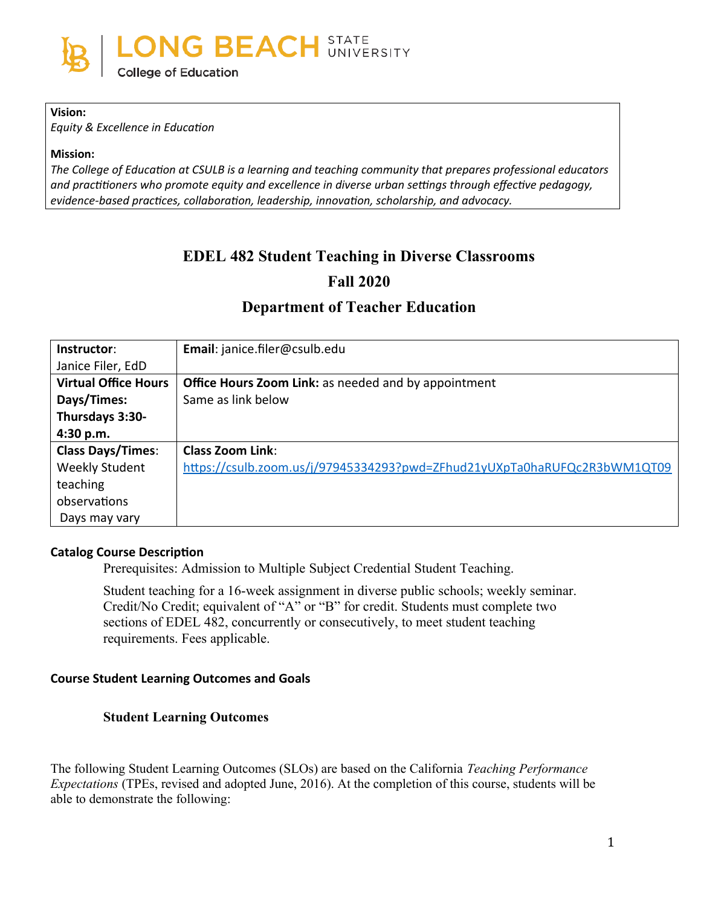LONG BEACH STATE UNIVERSITY
College of Education

**Vision:**
*Equity & Excellence in Education*

**Mission:**
*The College of Education at CSULB is a learning and teaching community that prepares professional educators and practitioners who promote equity and excellence in diverse urban settings through effective pedagogy, evidence-based practices, collaboration, leadership, innovation, scholarship, and advocacy.*

# EDEL 482 Student Teaching in Diverse Classrooms

## Fall 2020

## Department of Teacher Education

| **Instructor**: Janice Filer, EdD | **Email**: janice.filer@csulb.edu |
|---|---|
| **Virtual Office Hours Days/Times: Thursdays 3:30-4:30 p.m.** | **Office Hours Zoom Link:** as needed and by appointment Same as link below |
| **Class Days/Times**: Weekly Student teaching observations Days may vary | **Class Zoom Link**: https://csulb.zoom.us/j/97945334293?pwd=ZFhud21yUXpTa0haRUFQc2R3bWM1QT09 |

### Catalog Course Description

Prerequisites: Admission to Multiple Subject Credential Student Teaching.

Student teaching for a 16-week assignment in diverse public schools; weekly seminar. Credit/No Credit; equivalent of "A" or "B" for credit. Students must complete two sections of EDEL 482, concurrently or consecutively, to meet student teaching requirements. Fees applicable.

### Course Student Learning Outcomes and Goals

#### Student Learning Outcomes

The following Student Learning Outcomes (SLOs) are based on the California *Teaching Performance Expectations* (TPEs, revised and adopted June, 2016). At the completion of this course, students will be able to demonstrate the following: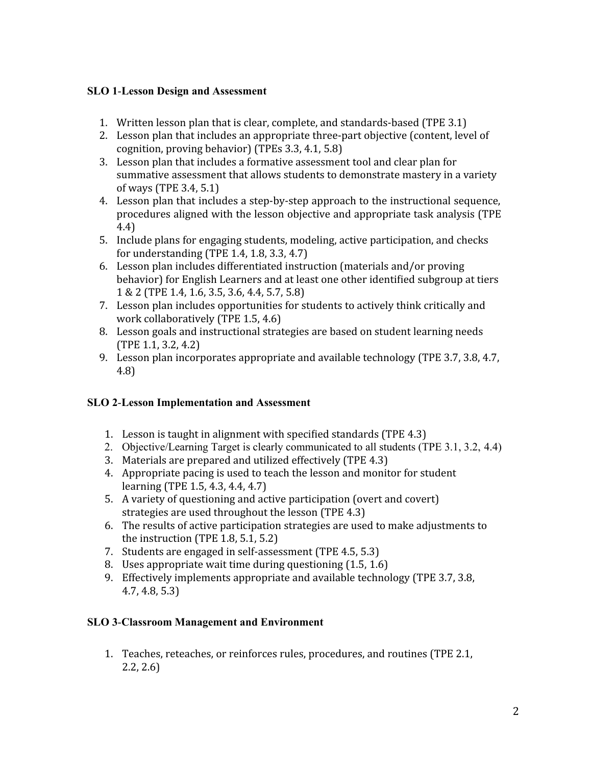**SLO 1-Lesson Design and Assessment**

1. Written lesson plan that is clear, complete, and standards-based (TPE 3.1)
2. Lesson plan that includes an appropriate three-part objective (content, level of cognition, proving behavior) (TPEs 3.3, 4.1, 5.8)
3. Lesson plan that includes a formative assessment tool and clear plan for summative assessment that allows students to demonstrate mastery in a variety of ways (TPE 3.4, 5.1)
4. Lesson plan that includes a step-by-step approach to the instructional sequence, procedures aligned with the lesson objective and appropriate task analysis (TPE 4.4)
5. Include plans for engaging students, modeling, active participation, and checks for understanding (TPE 1.4, 1.8, 3.3, 4.7)
6. Lesson plan includes differentiated instruction (materials and/or proving behavior) for English Learners and at least one other identified subgroup at tiers 1 & 2 (TPE 1.4, 1.6, 3.5, 3.6, 4.4, 5.7, 5.8)
7. Lesson plan includes opportunities for students to actively think critically and work collaboratively (TPE 1.5, 4.6)
8. Lesson goals and instructional strategies are based on student learning needs (TPE 1.1, 3.2, 4.2)
9. Lesson plan incorporates appropriate and available technology (TPE 3.7, 3.8, 4.7, 4.8)

**SLO 2-Lesson Implementation and Assessment**

1. Lesson is taught in alignment with specified standards (TPE 4.3)
2. Objective/Learning Target is clearly communicated to all students (TPE 3.1, 3.2, 4.4)
3. Materials are prepared and utilized effectively (TPE 4.3)
4. Appropriate pacing is used to teach the lesson and monitor for student learning (TPE 1.5, 4.3, 4.4, 4.7)
5. A variety of questioning and active participation (overt and covert) strategies are used throughout the lesson (TPE 4.3)
6. The results of active participation strategies are used to make adjustments to the instruction (TPE 1.8, 5.1, 5.2)
7. Students are engaged in self-assessment (TPE 4.5, 5.3)
8. Uses appropriate wait time during questioning (1.5, 1.6)
9. Effectively implements appropriate and available technology (TPE 3.7, 3.8, 4.7, 4.8, 5.3)

**SLO 3-Classroom Management and Environment**

1. Teaches, reteaches, or reinforces rules, procedures, and routines (TPE 2.1, 2.2, 2.6)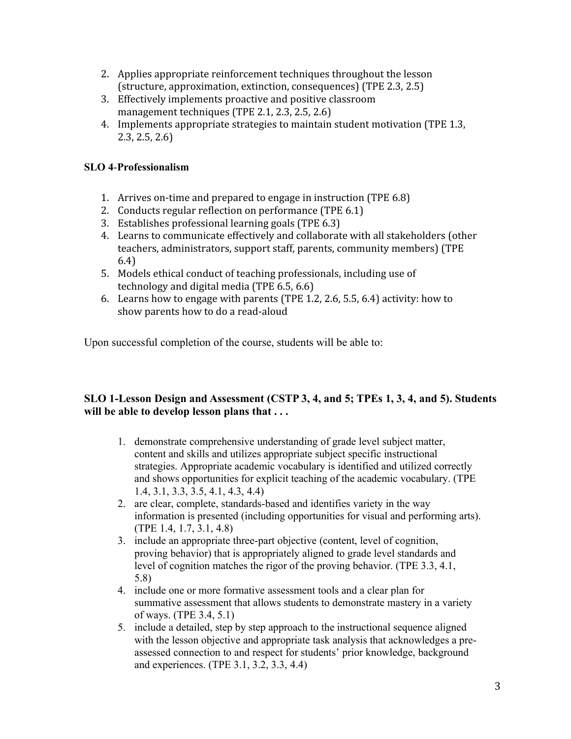2. Applies appropriate reinforcement techniques throughout the lesson (structure, approximation, extinction, consequences) (TPE 2.3, 2.5)
3. Effectively implements proactive and positive classroom management techniques (TPE 2.1, 2.3, 2.5, 2.6)
4. Implements appropriate strategies to maintain student motivation (TPE 1.3, 2.3, 2.5, 2.6)

**SLO 4-Professionalism**

1. Arrives on-time and prepared to engage in instruction (TPE 6.8)
2. Conducts regular reflection on performance (TPE 6.1)
3. Establishes professional learning goals (TPE 6.3)
4. Learns to communicate effectively and collaborate with all stakeholders (other teachers, administrators, support staff, parents, community members) (TPE 6.4)
5. Models ethical conduct of teaching professionals, including use of technology and digital media (TPE 6.5, 6.6)
6. Learns how to engage with parents (TPE 1.2, 2.6, 5.5, 6.4) activity: how to show parents how to do a read-aloud

Upon successful completion of the course, students will be able to:

**SLO 1-Lesson Design and Assessment (CSTP 3, 4, and 5; TPEs 1, 3, 4, and 5). Students will be able to develop lesson plans that . . .**

1. demonstrate comprehensive understanding of grade level subject matter, content and skills and utilizes appropriate subject specific instructional strategies. Appropriate academic vocabulary is identified and utilized correctly and shows opportunities for explicit teaching of the academic vocabulary. (TPE 1.4, 3.1, 3.3, 3.5, 4.1, 4.3, 4.4)
2. are clear, complete, standards-based and identifies variety in the way information is presented (including opportunities for visual and performing arts). (TPE 1.4, 1.7, 3.1, 4.8)
3. include an appropriate three-part objective (content, level of cognition, proving behavior) that is appropriately aligned to grade level standards and level of cognition matches the rigor of the proving behavior. (TPE 3.3, 4.1, 5.8)
4. include one or more formative assessment tools and a clear plan for summative assessment that allows students to demonstrate mastery in a variety of ways. (TPE 3.4, 5.1)
5. include a detailed, step by step approach to the instructional sequence aligned with the lesson objective and appropriate task analysis that acknowledges a pre-assessed connection to and respect for students' prior knowledge, background and experiences. (TPE 3.1, 3.2, 3.3, 4.4)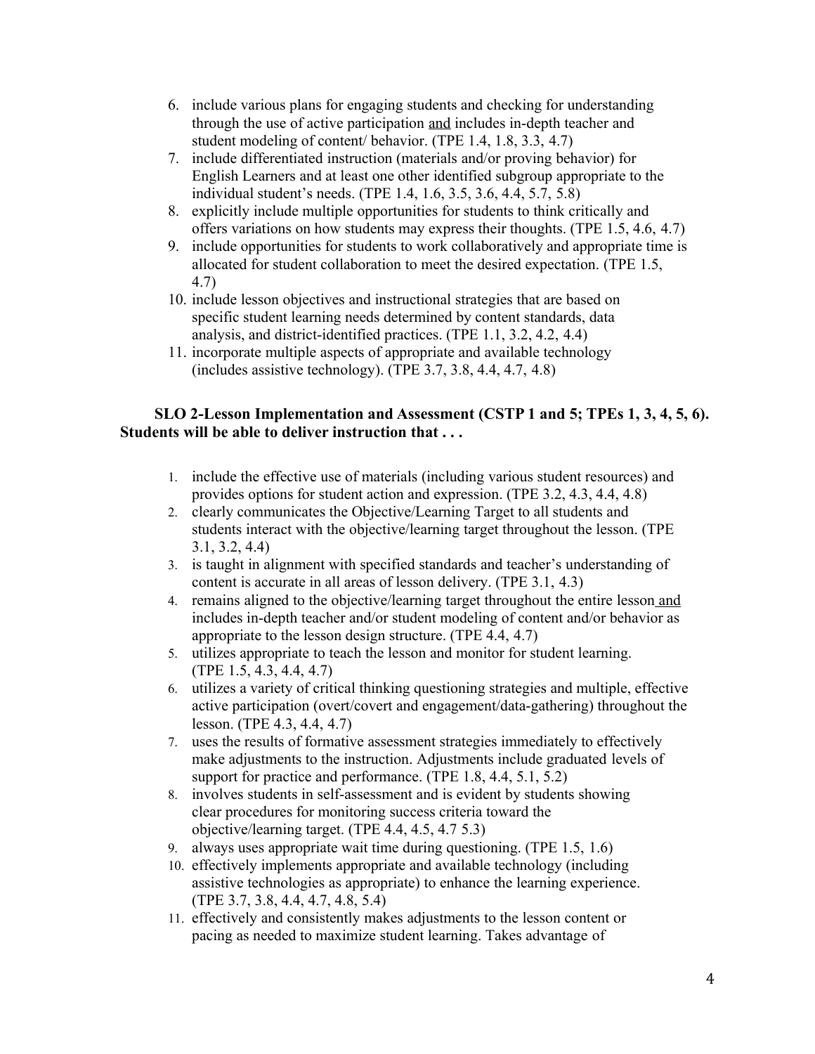6. include various plans for engaging students and checking for understanding through the use of active participation <u>and</u> includes in-depth teacher and student modeling of content/ behavior. (TPE 1.4, 1.8, 3.3, 4.7)
7. include differentiated instruction (materials and/or proving behavior) for English Learners and at least one other identified subgroup appropriate to the individual student's needs. (TPE 1.4, 1.6, 3.5, 3.6, 4.4, 5.7, 5.8)
8. explicitly include multiple opportunities for students to think critically and offers variations on how students may express their thoughts. (TPE 1.5, 4.6, 4.7)
9. include opportunities for students to work collaboratively and appropriate time is allocated for student collaboration to meet the desired expectation. (TPE 1.5, 4.7)
10. include lesson objectives and instructional strategies that are based on specific student learning needs determined by content standards, data analysis, and district-identified practices. (TPE 1.1, 3.2, 4.2, 4.4)
11. incorporate multiple aspects of appropriate and available technology (includes assistive technology). (TPE 3.7, 3.8, 4.4, 4.7, 4.8)

**SLO 2-Lesson Implementation and Assessment (CSTP 1 and 5; TPEs 1, 3, 4, 5, 6). Students will be able to deliver instruction that . . .**

1. include the effective use of materials (including various student resources) and provides options for student action and expression. (TPE 3.2, 4.3, 4.4, 4.8)
2. clearly communicates the Objective/Learning Target to all students and students interact with the objective/learning target throughout the lesson. (TPE 3.1, 3.2, 4.4)
3. is taught in alignment with specified standards and teacher's understanding of content is accurate in all areas of lesson delivery. (TPE 3.1, 4.3)
4. remains aligned to the objective/learning target throughout the entire lesson <u>and</u> includes in-depth teacher and/or student modeling of content and/or behavior as appropriate to the lesson design structure. (TPE 4.4, 4.7)
5. utilizes appropriate to teach the lesson and monitor for student learning. (TPE 1.5, 4.3, 4.4, 4.7)
6. utilizes a variety of critical thinking questioning strategies and multiple, effective active participation (overt/covert and engagement/data-gathering) throughout the lesson. (TPE 4.3, 4.4, 4.7)
7. uses the results of formative assessment strategies immediately to effectively make adjustments to the instruction. Adjustments include graduated levels of support for practice and performance. (TPE 1.8, 4.4, 5.1, 5.2)
8. involves students in self-assessment and is evident by students showing clear procedures for monitoring success criteria toward the objective/learning target. (TPE 4.4, 4.5, 4.7 5.3)
9. always uses appropriate wait time during questioning. (TPE 1.5, 1.6)
10. effectively implements appropriate and available technology (including assistive technologies as appropriate) to enhance the learning experience. (TPE 3.7, 3.8, 4.4, 4.7, 4.8, 5.4)
11. effectively and consistently makes adjustments to the lesson content or pacing as needed to maximize student learning. Takes advantage of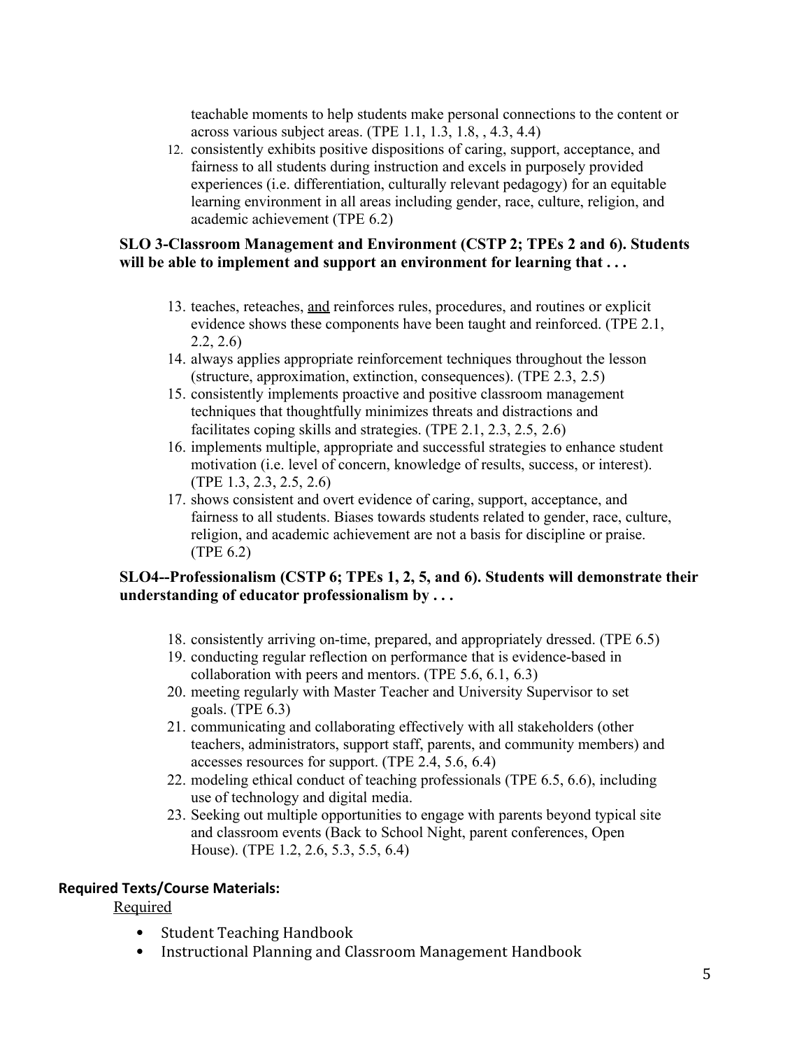teachable moments to help students make personal connections to the content or across various subject areas. (TPE 1.1, 1.3, 1.8, , 4.3, 4.4)

12. consistently exhibits positive dispositions of caring, support, acceptance, and fairness to all students during instruction and excels in purposely provided experiences (i.e. differentiation, culturally relevant pedagogy) for an equitable learning environment in all areas including gender, race, culture, religion, and academic achievement (TPE 6.2)

**SLO 3-Classroom Management and Environment (CSTP 2; TPEs 2 and 6). Students will be able to implement and support an environment for learning that . . .**

13. teaches, reteaches, <u>and</u> reinforces rules, procedures, and routines or explicit evidence shows these components have been taught and reinforced. (TPE 2.1, 2.2, 2.6)
14. always applies appropriate reinforcement techniques throughout the lesson (structure, approximation, extinction, consequences). (TPE 2.3, 2.5)
15. consistently implements proactive and positive classroom management techniques that thoughtfully minimizes threats and distractions and facilitates coping skills and strategies. (TPE 2.1, 2.3, 2.5, 2.6)
16. implements multiple, appropriate and successful strategies to enhance student motivation (i.e. level of concern, knowledge of results, success, or interest). (TPE 1.3, 2.3, 2.5, 2.6)
17. shows consistent and overt evidence of caring, support, acceptance, and fairness to all students. Biases towards students related to gender, race, culture, religion, and academic achievement are not a basis for discipline or praise. (TPE 6.2)

**SLO4--Professionalism (CSTP 6; TPEs 1, 2, 5, and 6). Students will demonstrate their understanding of educator professionalism by . . .**

18. consistently arriving on-time, prepared, and appropriately dressed. (TPE 6.5)
19. conducting regular reflection on performance that is evidence-based in collaboration with peers and mentors. (TPE 5.6, 6.1, 6.3)
20. meeting regularly with Master Teacher and University Supervisor to set goals. (TPE 6.3)
21. communicating and collaborating effectively with all stakeholders (other teachers, administrators, support staff, parents, and community members) and accesses resources for support. (TPE 2.4, 5.6, 6.4)
22. modeling ethical conduct of teaching professionals (TPE 6.5, 6.6), including use of technology and digital media.
23. Seeking out multiple opportunities to engage with parents beyond typical site and classroom events (Back to School Night, parent conferences, Open House). (TPE 1.2, 2.6, 5.3, 5.5, 6.4)

**Required Texts/Course Materials:**

<u>Required</u>

- Student Teaching Handbook
- Instructional Planning and Classroom Management Handbook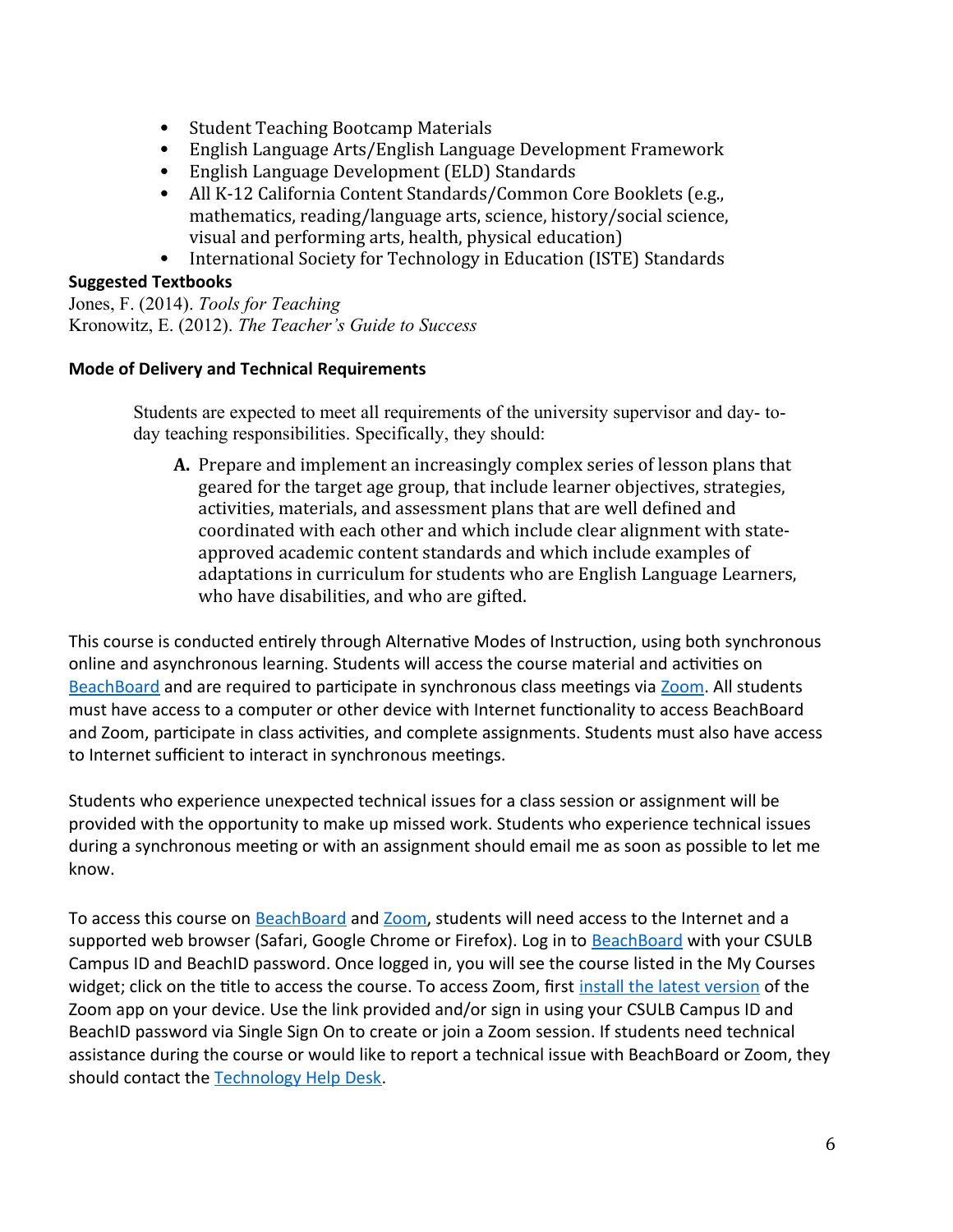- Student Teaching Bootcamp Materials
- English Language Arts/English Language Development Framework
- English Language Development (ELD) Standards
- All K-12 California Content Standards/Common Core Booklets (e.g., mathematics, reading/language arts, science, history/social science, visual and performing arts, health, physical education)
- International Society for Technology in Education (ISTE) Standards

**Suggested Textbooks**

Jones, F. (2014). *Tools for Teaching*

Kronowitz, E. (2012). *The Teacher's Guide to Success*

**Mode of Delivery and Technical Requirements**

Students are expected to meet all requirements of the university supervisor and day- to-day teaching responsibilities. Specifically, they should:

**A.** Prepare and implement an increasingly complex series of lesson plans that geared for the target age group, that include learner objectives, strategies, activities, materials, and assessment plans that are well defined and coordinated with each other and which include clear alignment with state-approved academic content standards and which include examples of adaptations in curriculum for students who are English Language Learners, who have disabilities, and who are gifted.

This course is conducted entirely through Alternative Modes of Instruction, using both synchronous online and asynchronous learning. Students will access the course material and activities on BeachBoard and are required to participate in synchronous class meetings via Zoom. All students must have access to a computer or other device with Internet functionality to access BeachBoard and Zoom, participate in class activities, and complete assignments. Students must also have access to Internet sufficient to interact in synchronous meetings.

Students who experience unexpected technical issues for a class session or assignment will be provided with the opportunity to make up missed work. Students who experience technical issues during a synchronous meeting or with an assignment should email me as soon as possible to let me know.

To access this course on BeachBoard and Zoom, students will need access to the Internet and a supported web browser (Safari, Google Chrome or Firefox). Log in to BeachBoard with your CSULB Campus ID and BeachID password. Once logged in, you will see the course listed in the My Courses widget; click on the title to access the course. To access Zoom, first install the latest version of the Zoom app on your device. Use the link provided and/or sign in using your CSULB Campus ID and BeachID password via Single Sign On to create or join a Zoom session. If students need technical assistance during the course or would like to report a technical issue with BeachBoard or Zoom, they should contact the Technology Help Desk.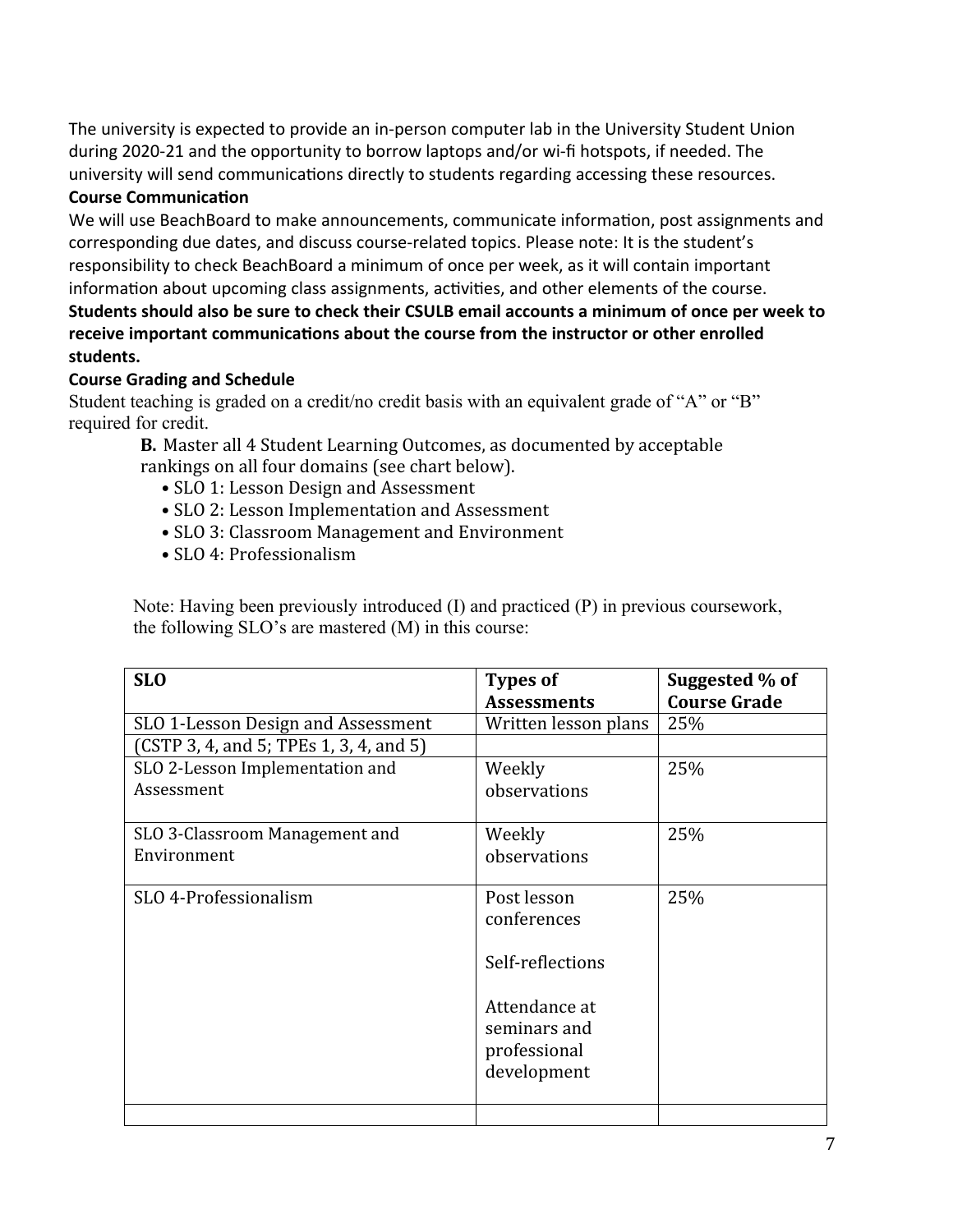The university is expected to provide an in-person computer lab in the University Student Union during 2020-21 and the opportunity to borrow laptops and/or wi-fi hotspots, if needed. The university will send communications directly to students regarding accessing these resources.

**Course Communication**

We will use BeachBoard to make announcements, communicate information, post assignments and corresponding due dates, and discuss course-related topics. Please note: It is the student's responsibility to check BeachBoard a minimum of once per week, as it will contain important information about upcoming class assignments, activities, and other elements of the course. **Students should also be sure to check their CSULB email accounts a minimum of once per week to receive important communications about the course from the instructor or other enrolled students.**

**Course Grading and Schedule**

Student teaching is graded on a credit/no credit basis with an equivalent grade of "A" or "B" required for credit.

**B.** Master all 4 Student Learning Outcomes, as documented by acceptable rankings on all four domains (see chart below).

- SLO 1: Lesson Design and Assessment
- SLO 2: Lesson Implementation and Assessment
- SLO 3: Classroom Management and Environment
- SLO 4: Professionalism

Note: Having been previously introduced (I) and practiced (P) in previous coursework, the following SLO's are mastered (M) in this course:

| SLO | Types of Assessments | Suggested % of Course Grade |
|---|---|---|
| SLO 1-Lesson Design and Assessment | Written lesson plans | 25% |
| (CSTP 3, 4, and 5; TPEs 1, 3, 4, and 5) | | |
| SLO 2-Lesson Implementation and Assessment | Weekly observations | 25% |
| SLO 3-Classroom Management and Environment | Weekly observations | 25% |
| SLO 4-Professionalism | Post lesson conferences<br><br>Self-reflections<br><br>Attendance at seminars and professional development | 25% |
| | | |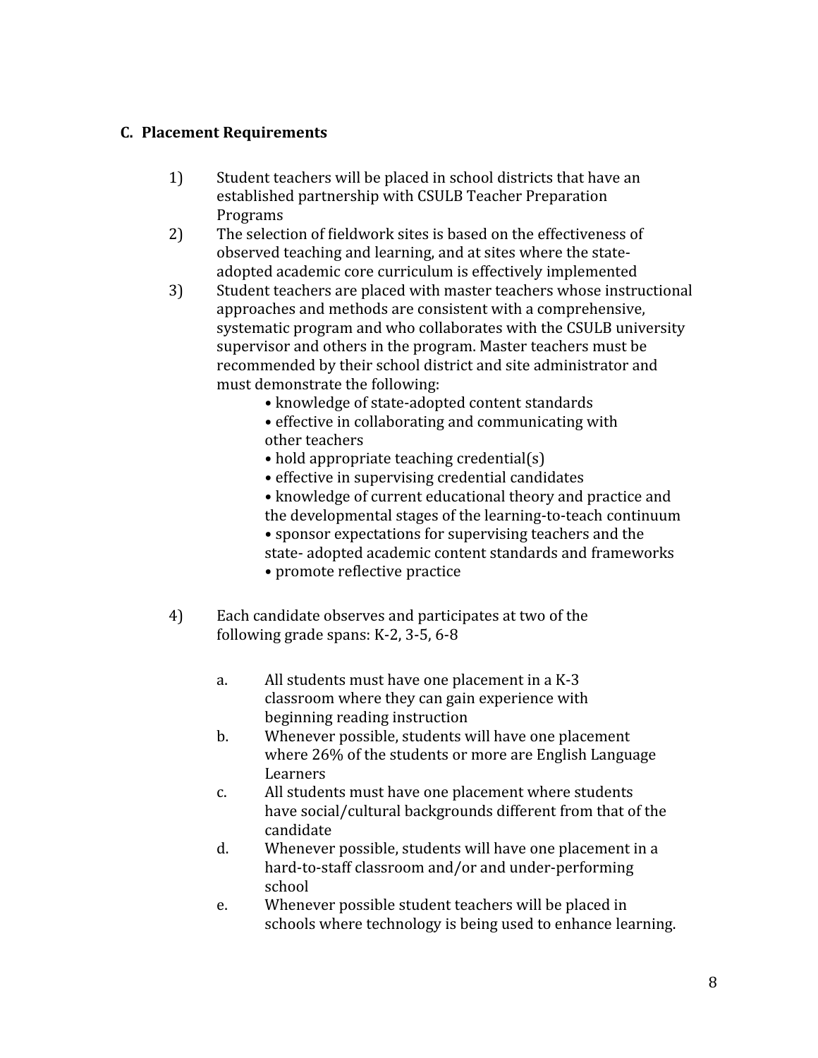### C. Placement Requirements

1) Student teachers will be placed in school districts that have an established partnership with CSULB Teacher Preparation Programs
2) The selection of fieldwork sites is based on the effectiveness of observed teaching and learning, and at sites where the state-adopted academic core curriculum is effectively implemented
3) Student teachers are placed with master teachers whose instructional approaches and methods are consistent with a comprehensive, systematic program and who collaborates with the CSULB university supervisor and others in the program. Master teachers must be recommended by their school district and site administrator and must demonstrate the following:
   - knowledge of state-adopted content standards
   - effective in collaborating and communicating with other teachers
   - hold appropriate teaching credential(s)
   - effective in supervising credential candidates
   - knowledge of current educational theory and practice and the developmental stages of the learning-to-teach continuum
   - sponsor expectations for supervising teachers and the state- adopted academic content standards and frameworks
   - promote reflective practice

4) Each candidate observes and participates at two of the following grade spans: K-2, 3-5, 6-8

   a. All students must have one placement in a K-3 classroom where they can gain experience with beginning reading instruction
   b. Whenever possible, students will have one placement where 26% of the students or more are English Language Learners
   c. All students must have one placement where students have social/cultural backgrounds different from that of the candidate
   d. Whenever possible, students will have one placement in a hard-to-staff classroom and/or and under-performing school
   e. Whenever possible student teachers will be placed in schools where technology is being used to enhance learning.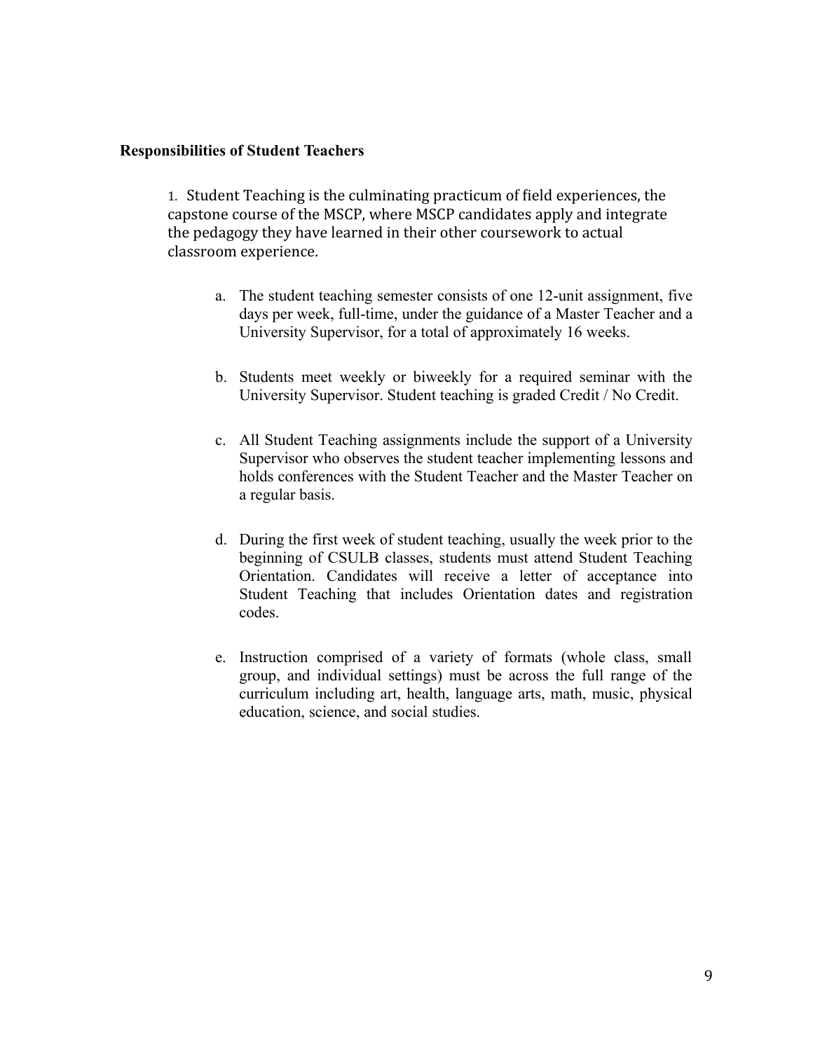**Responsibilities of Student Teachers**

1. Student Teaching is the culminating practicum of field experiences, the capstone course of the MSCP, where MSCP candidates apply and integrate the pedagogy they have learned in their other coursework to actual classroom experience.

   a. The student teaching semester consists of one 12-unit assignment, five days per week, full-time, under the guidance of a Master Teacher and a University Supervisor, for a total of approximately 16 weeks.

   b. Students meet weekly or biweekly for a required seminar with the University Supervisor. Student teaching is graded Credit / No Credit.

   c. All Student Teaching assignments include the support of a University Supervisor who observes the student teacher implementing lessons and holds conferences with the Student Teacher and the Master Teacher on a regular basis.

   d. During the first week of student teaching, usually the week prior to the beginning of CSULB classes, students must attend Student Teaching Orientation. Candidates will receive a letter of acceptance into Student Teaching that includes Orientation dates and registration codes.

   e. Instruction comprised of a variety of formats (whole class, small group, and individual settings) must be across the full range of the curriculum including art, health, language arts, math, music, physical education, science, and social studies.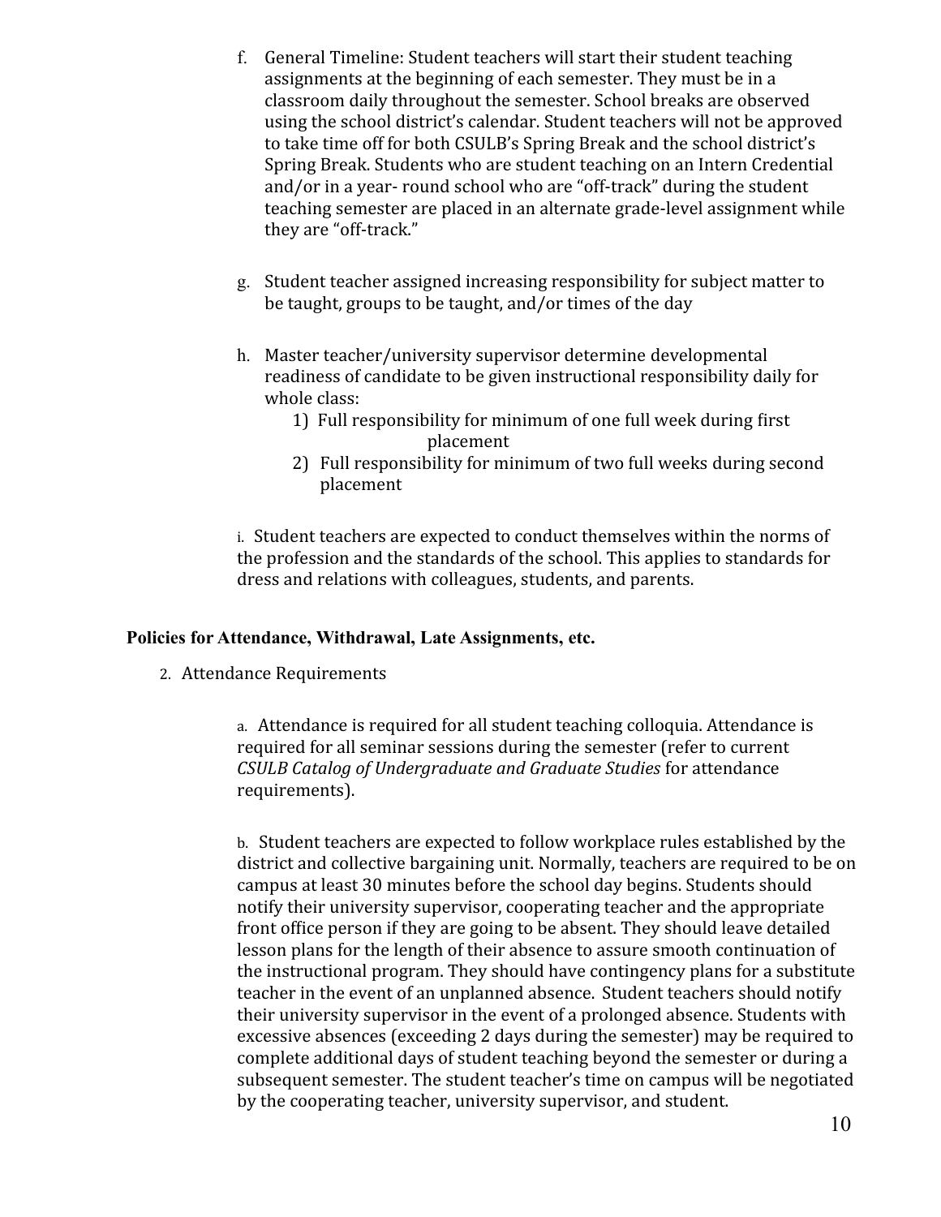f. General Timeline: Student teachers will start their student teaching assignments at the beginning of each semester. They must be in a classroom daily throughout the semester. School breaks are observed using the school district's calendar. Student teachers will not be approved to take time off for both CSULB's Spring Break and the school district's Spring Break. Students who are student teaching on an Intern Credential and/or in a year- round school who are "off-track" during the student teaching semester are placed in an alternate grade-level assignment while they are "off-track."

g. Student teacher assigned increasing responsibility for subject matter to be taught, groups to be taught, and/or times of the day

h. Master teacher/university supervisor determine developmental readiness of candidate to be given instructional responsibility daily for whole class:

   1) Full responsibility for minimum of one full week during first placement
   2) Full responsibility for minimum of two full weeks during second placement

i. Student teachers are expected to conduct themselves within the norms of the profession and the standards of the school. This applies to standards for dress and relations with colleagues, students, and parents.

**Policies for Attendance, Withdrawal, Late Assignments, etc.**

2. Attendance Requirements

   a. Attendance is required for all student teaching colloquia. Attendance is required for all seminar sessions during the semester (refer to current *CSULB Catalog of Undergraduate and Graduate Studies* for attendance requirements).

   b. Student teachers are expected to follow workplace rules established by the district and collective bargaining unit. Normally, teachers are required to be on campus at least 30 minutes before the school day begins. Students should notify their university supervisor, cooperating teacher and the appropriate front office person if they are going to be absent. They should leave detailed lesson plans for the length of their absence to assure smooth continuation of the instructional program. They should have contingency plans for a substitute teacher in the event of an unplanned absence. Student teachers should notify their university supervisor in the event of a prolonged absence. Students with excessive absences (exceeding 2 days during the semester) may be required to complete additional days of student teaching beyond the semester or during a subsequent semester. The student teacher's time on campus will be negotiated by the cooperating teacher, university supervisor, and student.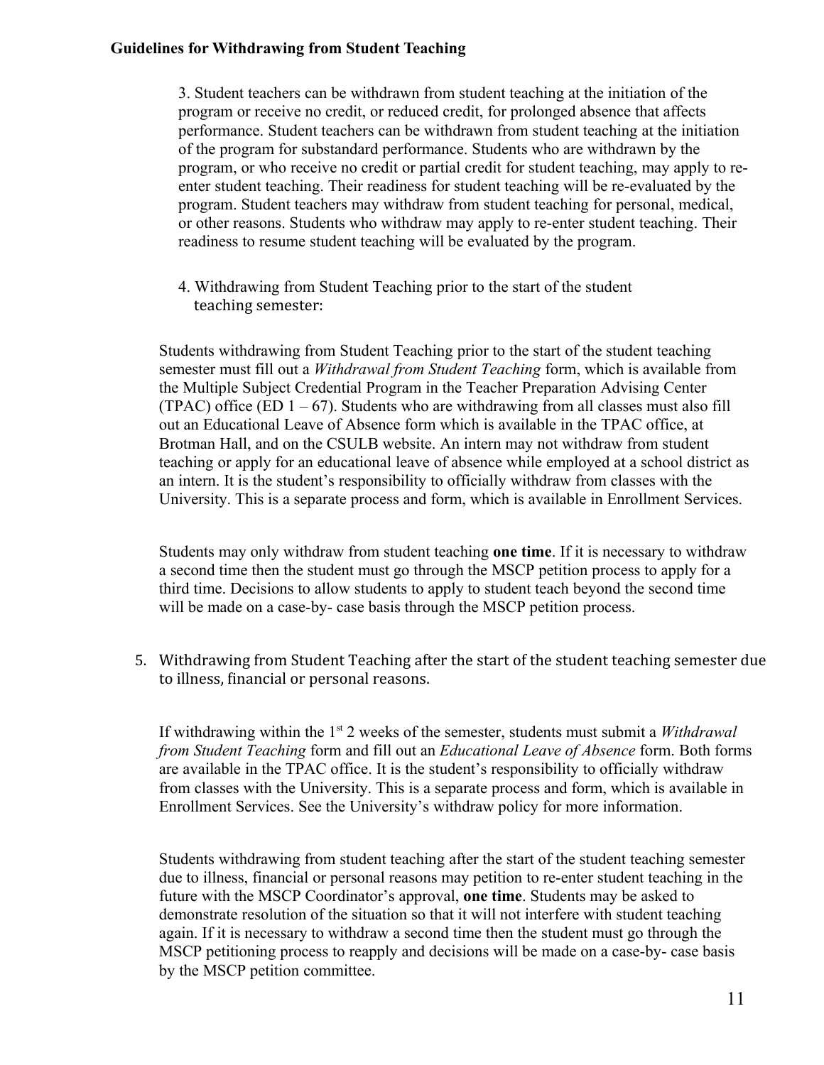**Guidelines for Withdrawing from Student Teaching**

3. Student teachers can be withdrawn from student teaching at the initiation of the program or receive no credit, or reduced credit, for prolonged absence that affects performance. Student teachers can be withdrawn from student teaching at the initiation of the program for substandard performance. Students who are withdrawn by the program, or who receive no credit or partial credit for student teaching, may apply to re-enter student teaching. Their readiness for student teaching will be re-evaluated by the program. Student teachers may withdraw from student teaching for personal, medical, or other reasons. Students who withdraw may apply to re-enter student teaching. Their readiness to resume student teaching will be evaluated by the program.

4. Withdrawing from Student Teaching prior to the start of the student teaching semester:

Students withdrawing from Student Teaching prior to the start of the student teaching semester must fill out a *Withdrawal from Student Teaching* form, which is available from the Multiple Subject Credential Program in the Teacher Preparation Advising Center (TPAC) office (ED 1 – 67). Students who are withdrawing from all classes must also fill out an Educational Leave of Absence form which is available in the TPAC office, at Brotman Hall, and on the CSULB website. An intern may not withdraw from student teaching or apply for an educational leave of absence while employed at a school district as an intern. It is the student's responsibility to officially withdraw from classes with the University. This is a separate process and form, which is available in Enrollment Services.

Students may only withdraw from student teaching **one time**. If it is necessary to withdraw a second time then the student must go through the MSCP petition process to apply for a third time. Decisions to allow students to apply to student teach beyond the second time will be made on a case-by- case basis through the MSCP petition process.

5. Withdrawing from Student Teaching after the start of the student teaching semester due to illness, financial or personal reasons.

If withdrawing within the 1st 2 weeks of the semester, students must submit a *Withdrawal from Student Teaching* form and fill out an *Educational Leave of Absence* form. Both forms are available in the TPAC office. It is the student's responsibility to officially withdraw from classes with the University. This is a separate process and form, which is available in Enrollment Services. See the University's withdraw policy for more information.

Students withdrawing from student teaching after the start of the student teaching semester due to illness, financial or personal reasons may petition to re-enter student teaching in the future with the MSCP Coordinator's approval, **one time**. Students may be asked to demonstrate resolution of the situation so that it will not interfere with student teaching again. If it is necessary to withdraw a second time then the student must go through the MSCP petitioning process to reapply and decisions will be made on a case-by- case basis by the MSCP petition committee.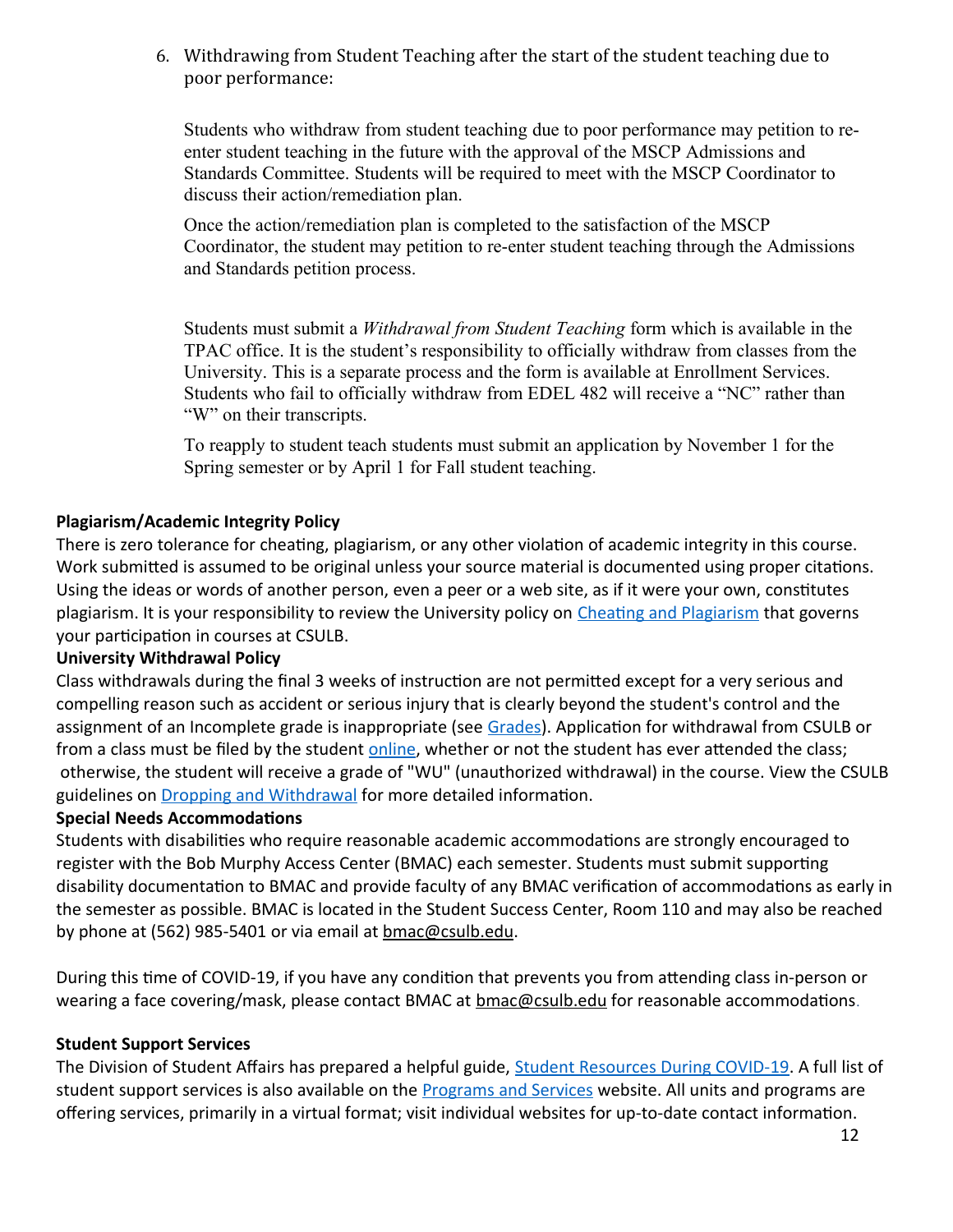6. Withdrawing from Student Teaching after the start of the student teaching due to poor performance:

   Students who withdraw from student teaching due to poor performance may petition to re-enter student teaching in the future with the approval of the MSCP Admissions and Standards Committee. Students will be required to meet with the MSCP Coordinator to discuss their action/remediation plan.

   Once the action/remediation plan is completed to the satisfaction of the MSCP Coordinator, the student may petition to re-enter student teaching through the Admissions and Standards petition process.

   Students must submit a *Withdrawal from Student Teaching* form which is available in the TPAC office. It is the student's responsibility to officially withdraw from classes from the University. This is a separate process and the form is available at Enrollment Services. Students who fail to officially withdraw from EDEL 482 will receive a "NC" rather than "W" on their transcripts.

   To reapply to student teach students must submit an application by November 1 for the Spring semester or by April 1 for Fall student teaching.

**Plagiarism/Academic Integrity Policy**

There is zero tolerance for cheating, plagiarism, or any other violation of academic integrity in this course. Work submitted is assumed to be original unless your source material is documented using proper citations. Using the ideas or words of another person, even a peer or a web site, as if it were your own, constitutes plagiarism. It is your responsibility to review the University policy on Cheating and Plagiarism that governs your participation in courses at CSULB.

**University Withdrawal Policy**

Class withdrawals during the final 3 weeks of instruction are not permitted except for a very serious and compelling reason such as accident or serious injury that is clearly beyond the student's control and the assignment of an Incomplete grade is inappropriate (see Grades). Application for withdrawal from CSULB or from a class must be filed by the student online, whether or not the student has ever attended the class; otherwise, the student will receive a grade of "WU" (unauthorized withdrawal) in the course. View the CSULB guidelines on Dropping and Withdrawal for more detailed information.

**Special Needs Accommodations**

Students with disabilities who require reasonable academic accommodations are strongly encouraged to register with the Bob Murphy Access Center (BMAC) each semester. Students must submit supporting disability documentation to BMAC and provide faculty of any BMAC verification of accommodations as early in the semester as possible. BMAC is located in the Student Success Center, Room 110 and may also be reached by phone at (562) 985-5401 or via email at bmac@csulb.edu.

During this time of COVID-19, if you have any condition that prevents you from attending class in-person or wearing a face covering/mask, please contact BMAC at bmac@csulb.edu for reasonable accommodations.

**Student Support Services**

The Division of Student Affairs has prepared a helpful guide, Student Resources During COVID-19. A full list of student support services is also available on the Programs and Services website. All units and programs are offering services, primarily in a virtual format; visit individual websites for up-to-date contact information.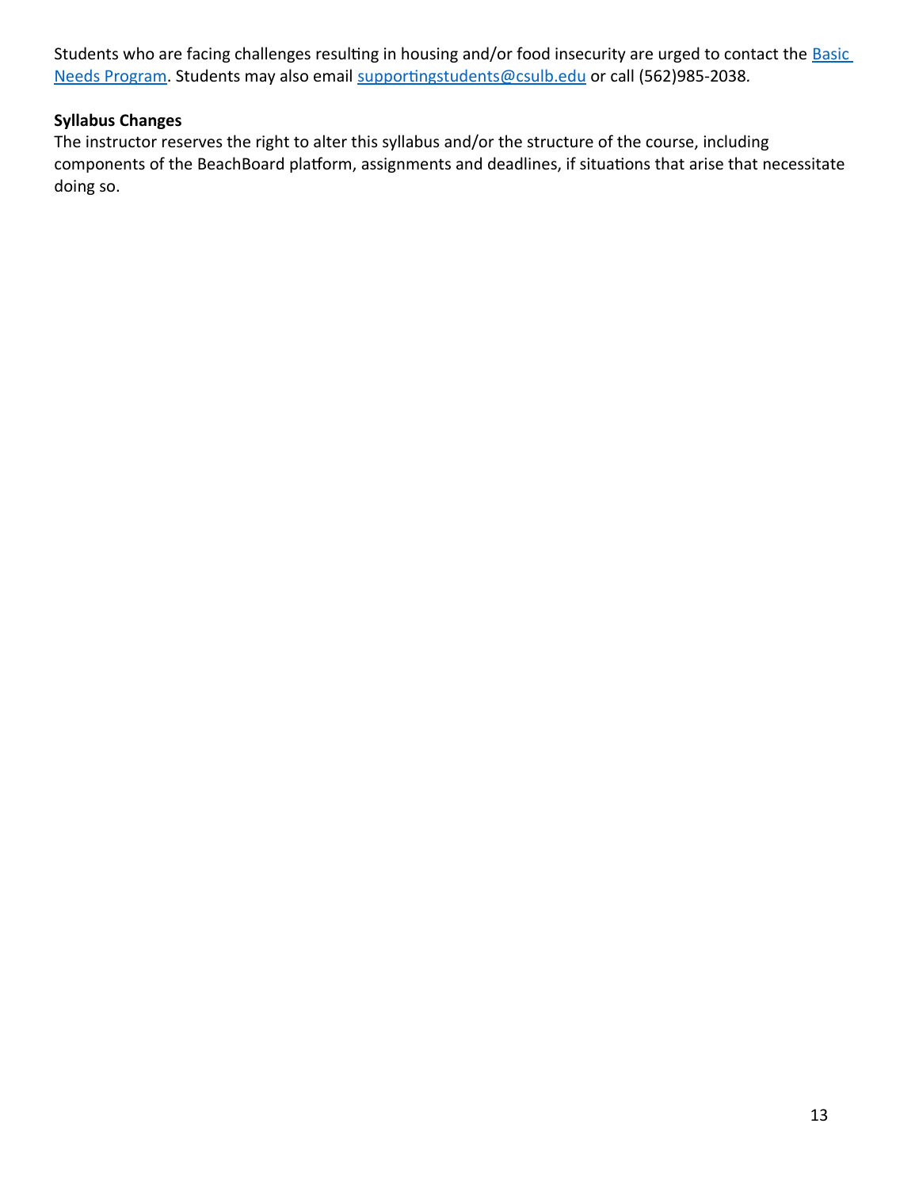Students who are facing challenges resulting in housing and/or food insecurity are urged to contact the [Basic Needs Program](). Students may also email [supportingstudents@csulb.edu](mailto:supportingstudents@csulb.edu) or call (562)985-2038.

**Syllabus Changes**

The instructor reserves the right to alter this syllabus and/or the structure of the course, including components of the BeachBoard platform, assignments and deadlines, if situations that arise that necessitate doing so.